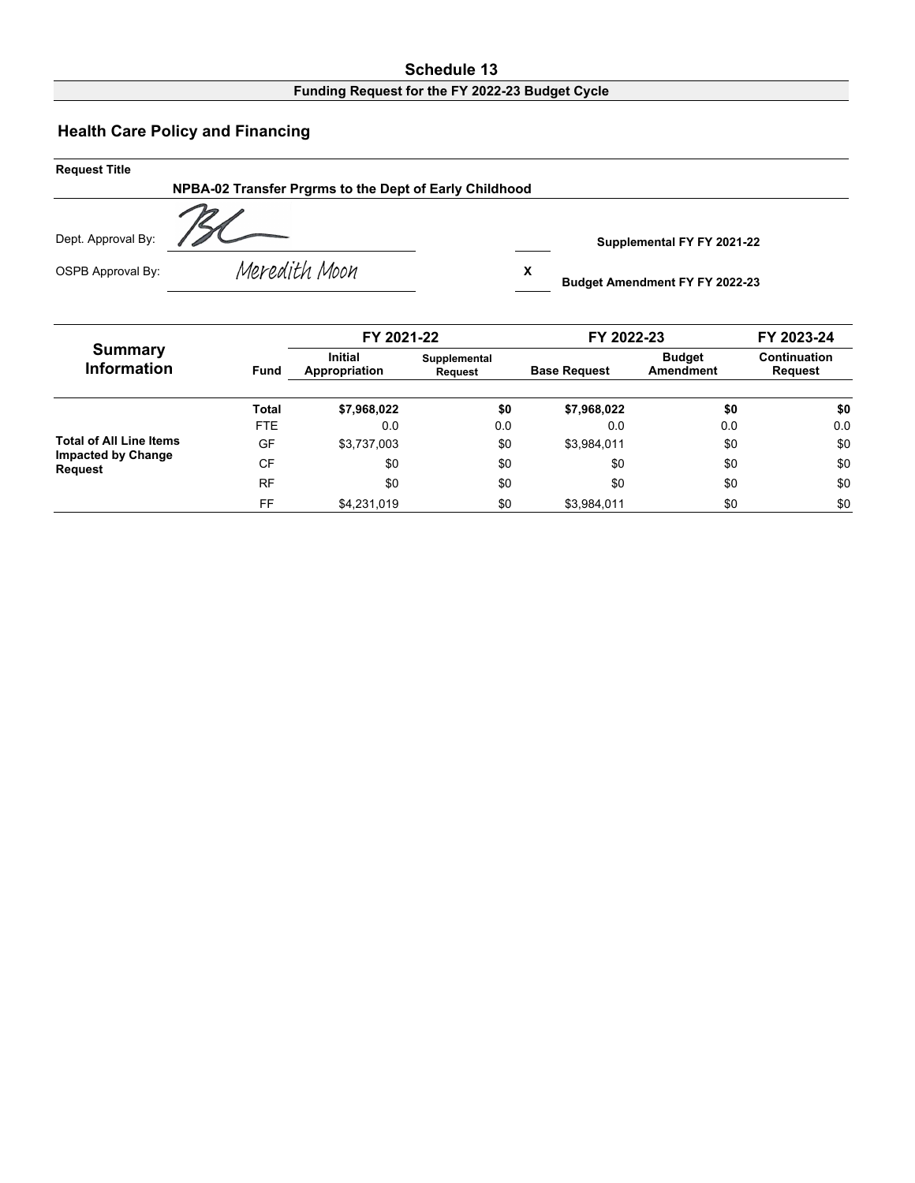# Schedule 13

**Funding Request for the FY 2022-23 Budget Cycle**

## Health Care Policy and Financing

**Request Title**

**NPBA-02 Transfer Prgrms to the Dept of Early Childhood**

Dept. Approval By: BL

OSPB Approval By: Meredith Moon

| | |
|---|---|
| | **Supplemental FY FY 2021-22** |
| **X** | **Budget Amendment FY FY 2022-23** |

| Summary Information | Fund | FY 2021-22 | | FY 2022-23 | | FY 2023-24 |
|---|---|---|---|---|---|---|
| | | Initial Appropriation | Supplemental Request | Base Request | Budget Amendment | Continuation Request |
| | **Total** | **$7,968,022** | **$0** | **$7,968,022** | **$0** | **$0** |
| | FTE | 0.0 | 0.0 | 0.0 | 0.0 | 0.0 |
| **Total of All Line Items Impacted by Change Request** | GF | $3,737,003 | $0 | $3,984,011 | $0 | $0 |
| | CF | $0 | $0 | $0 | $0 | $0 |
| | RF | $0 | $0 | $0 | $0 | $0 |
| | FF | $4,231,019 | $0 | $3,984,011 | $0 | $0 |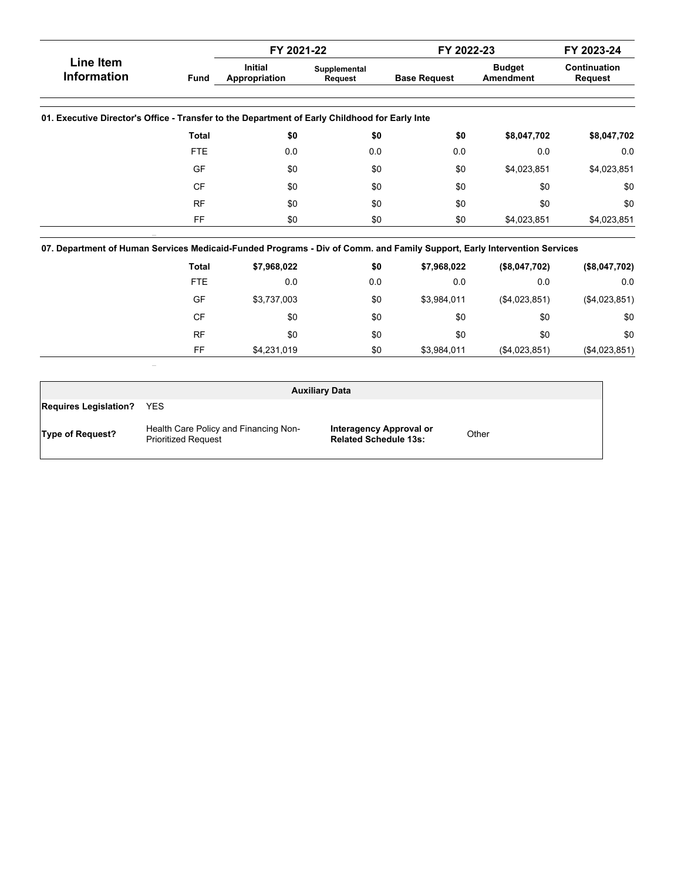| Line Item Information | Fund | FY 2021-22 | | FY 2022-23 | | FY 2023-24 |
|---|---|---|---|---|---|---|
| | | Initial Appropriation | Supplemental Request | Base Request | Budget Amendment | Continuation Request |
| **01. Executive Director's Office - Transfer to the Department of Early Childhood for Early Inte** | | | | | | |
| | **Total** | **$0** | **$0** | **$0** | **$8,047,702** | **$8,047,702** |
| | FTE | 0.0 | 0.0 | 0.0 | 0.0 | 0.0 |
| | GF | $0 | $0 | $0 | $4,023,851 | $4,023,851 |
| | CF | $0 | $0 | $0 | $0 | $0 |
| | RF | $0 | $0 | $0 | $0 | $0 |
| | FF | $0 | $0 | $0 | $4,023,851 | $4,023,851 |
| **07. Department of Human Services Medicaid-Funded Programs - Div of Comm. and Family Support, Early Intervention Services** | | | | | | |
| | **Total** | **$7,968,022** | **$0** | **$7,968,022** | **($8,047,702)** | **($8,047,702)** |
| | FTE | 0.0 | 0.0 | 0.0 | 0.0 | 0.0 |
| | GF | $3,737,003 | $0 | $3,984,011 | ($4,023,851) | ($4,023,851) |
| | CF | $0 | $0 | $0 | $0 | $0 |
| | RF | $0 | $0 | $0 | $0 | $0 |
| | FF | $4,231,019 | $0 | $3,984,011 | ($4,023,851) | ($4,023,851) |

| Auxiliary Data | | | |
|---|---|---|---|
| **Requires Legislation?** | YES | | |
| **Type of Request?** | Health Care Policy and Financing Non-Prioritized Request | **Interagency Approval or Related Schedule 13s:** | Other |